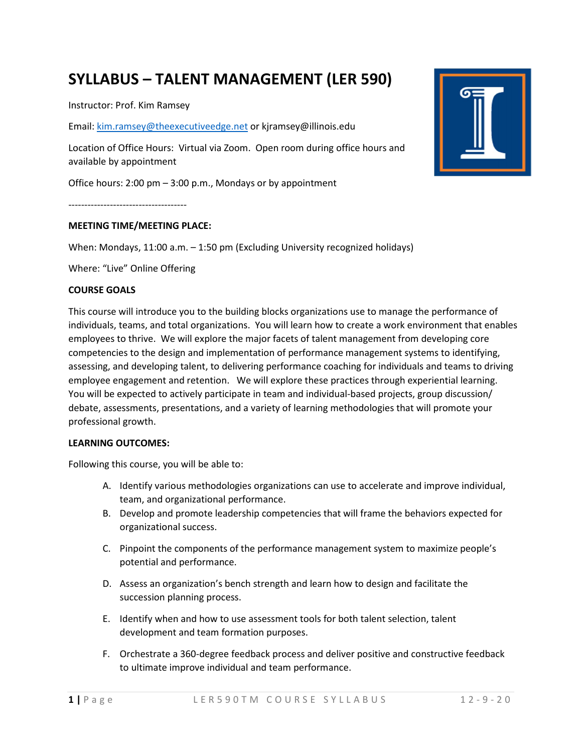# SYLLABUS – TALENT MANAGEMENT (LER 590)

Instructor: Prof. Kim Ramsey

Email: kim.ramsey@theexecutiveedge.net or kjramsey@illinois.edu

Location of Office Hours: Virtual via Zoom. Open room during office hours and available by appointment

Office hours: 2:00 pm – 3:00 p.m., Mondays or by appointment

-------------------------------------

**MEETING TIME/MEETING PLACE:**

When: Mondays, 11:00 a.m. – 1:50 pm (Excluding University recognized holidays)

Where: "Live" Online Offering

**COURSE GOALS**

This course will introduce you to the building blocks organizations use to manage the performance of individuals, teams, and total organizations. You will learn how to create a work environment that enables employees to thrive. We will explore the major facets of talent management from developing core competencies to the design and implementation of performance management systems to identifying, assessing, and developing talent, to delivering performance coaching for individuals and teams to driving employee engagement and retention. We will explore these practices through experiential learning. You will be expected to actively participate in team and individual-based projects, group discussion/ debate, assessments, presentations, and a variety of learning methodologies that will promote your professional growth.

**LEARNING OUTCOMES:**

Following this course, you will be able to:

A. Identify various methodologies organizations can use to accelerate and improve individual, team, and organizational performance.
B. Develop and promote leadership competencies that will frame the behaviors expected for organizational success.
C. Pinpoint the components of the performance management system to maximize people's potential and performance.
D. Assess an organization's bench strength and learn how to design and facilitate the succession planning process.
E. Identify when and how to use assessment tools for both talent selection, talent development and team formation purposes.
F. Orchestrate a 360-degree feedback process and deliver positive and constructive feedback to ultimate improve individual and team performance.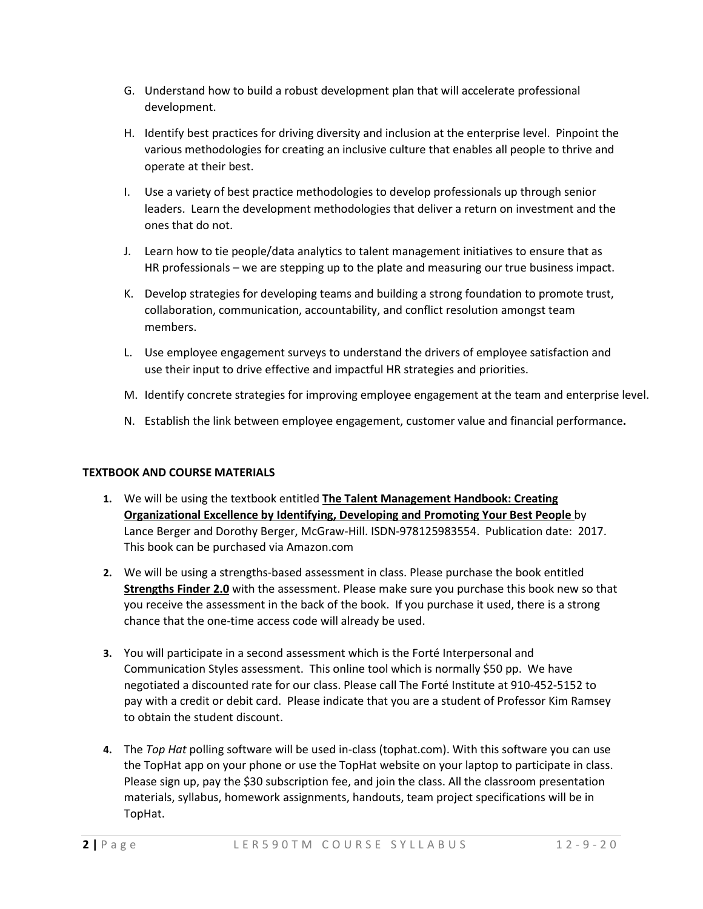G. Understand how to build a robust development plan that will accelerate professional development.

H. Identify best practices for driving diversity and inclusion at the enterprise level. Pinpoint the various methodologies for creating an inclusive culture that enables all people to thrive and operate at their best.

I. Use a variety of best practice methodologies to develop professionals up through senior leaders. Learn the development methodologies that deliver a return on investment and the ones that do not.

J. Learn how to tie people/data analytics to talent management initiatives to ensure that as HR professionals – we are stepping up to the plate and measuring our true business impact.

K. Develop strategies for developing teams and building a strong foundation to promote trust, collaboration, communication, accountability, and conflict resolution amongst team members.

L. Use employee engagement surveys to understand the drivers of employee satisfaction and use their input to drive effective and impactful HR strategies and priorities.

M. Identify concrete strategies for improving employee engagement at the team and enterprise level.

N. Establish the link between employee engagement, customer value and financial performance**.**

**TEXTBOOK AND COURSE MATERIALS**

1. We will be using the textbook entitled **The Talent Management Handbook: Creating Organizational Excellence by Identifying, Developing and Promoting Your Best People** by Lance Berger and Dorothy Berger, McGraw-Hill. ISDN-978125983554. Publication date: 2017. This book can be purchased via Amazon.com

2. We will be using a strengths-based assessment in class. Please purchase the book entitled **Strengths Finder 2.0** with the assessment. Please make sure you purchase this book new so that you receive the assessment in the back of the book. If you purchase it used, there is a strong chance that the one-time access code will already be used.

3. You will participate in a second assessment which is the Forté Interpersonal and Communication Styles assessment. This online tool which is normally $50 pp. We have negotiated a discounted rate for our class. Please call The Forté Institute at 910-452-5152 to pay with a credit or debit card. Please indicate that you are a student of Professor Kim Ramsey to obtain the student discount.

4. The *Top Hat* polling software will be used in-class (tophat.com). With this software you can use the TopHat app on your phone or use the TopHat website on your laptop to participate in class. Please sign up, pay the $30 subscription fee, and join the class. All the classroom presentation materials, syllabus, homework assignments, handouts, team project specifications will be in TopHat.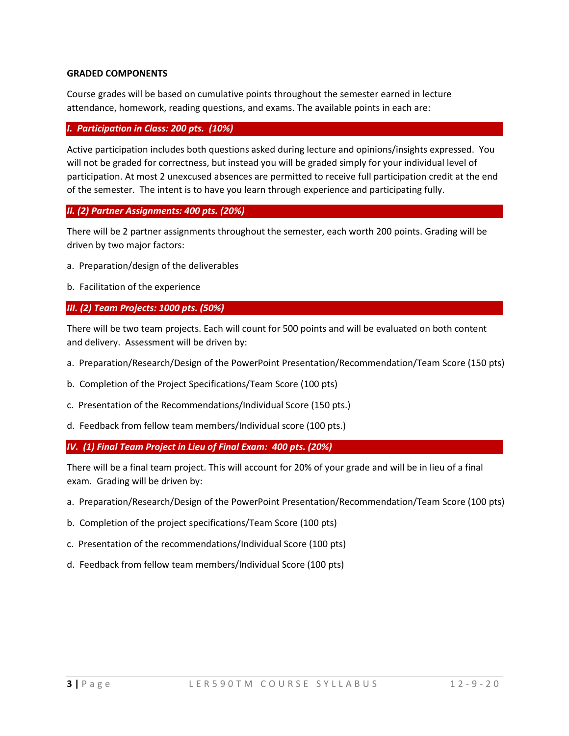**GRADED COMPONENTS**

Course grades will be based on cumulative points throughout the semester earned in lecture attendance, homework, reading questions, and exams. The available points in each are:

### *I. Participation in Class: 200 pts. (10%)*

Active participation includes both questions asked during lecture and opinions/insights expressed. You will not be graded for correctness, but instead you will be graded simply for your individual level of participation. At most 2 unexcused absences are permitted to receive full participation credit at the end of the semester. The intent is to have you learn through experience and participating fully.

### *II. (2) Partner Assignments: 400 pts. (20%)*

There will be 2 partner assignments throughout the semester, each worth 200 points. Grading will be driven by two major factors:

a. Preparation/design of the deliverables

b. Facilitation of the experience

### *III. (2) Team Projects: 1000 pts. (50%)*

There will be two team projects. Each will count for 500 points and will be evaluated on both content and delivery. Assessment will be driven by:

a. Preparation/Research/Design of the PowerPoint Presentation/Recommendation/Team Score (150 pts)

b. Completion of the Project Specifications/Team Score (100 pts)

c. Presentation of the Recommendations/Individual Score (150 pts.)

d. Feedback from fellow team members/Individual score (100 pts.)

### *IV. (1) Final Team Project in Lieu of Final Exam: 400 pts. (20%)*

There will be a final team project. This will account for 20% of your grade and will be in lieu of a final exam. Grading will be driven by:

a. Preparation/Research/Design of the PowerPoint Presentation/Recommendation/Team Score (100 pts)

b. Completion of the project specifications/Team Score (100 pts)

c. Presentation of the recommendations/Individual Score (100 pts)

d. Feedback from fellow team members/Individual Score (100 pts)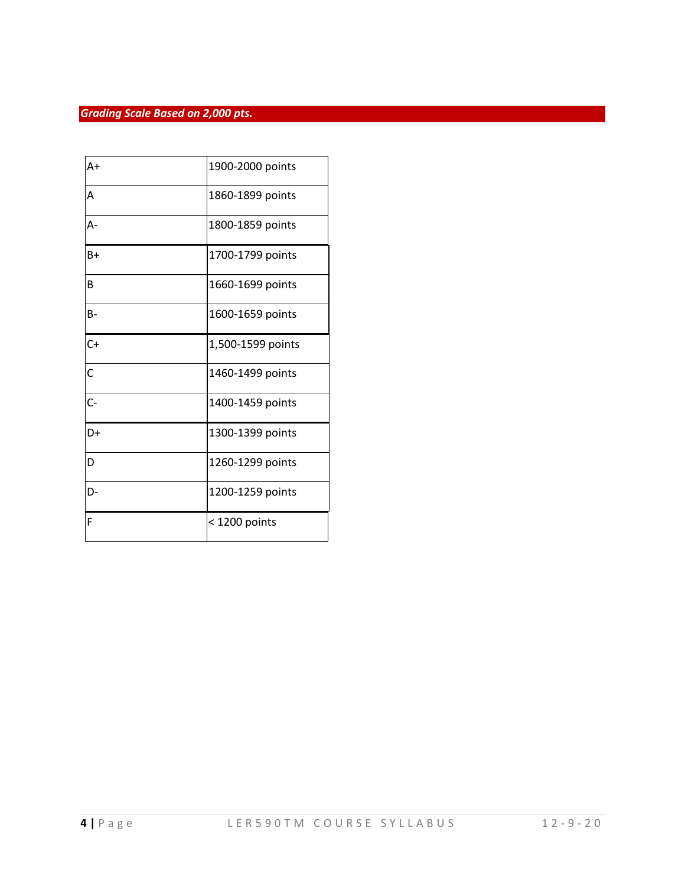## *Grading Scale Based on 2,000 pts.*

| | |
|---|---|
| A+ | 1900-2000 points |
| A | 1860-1899 points |
| A- | 1800-1859 points |
| B+ | 1700-1799 points |
| B | 1660-1699 points |
| B- | 1600-1659 points |
| C+ | 1,500-1599 points |
| C | 1460-1499 points |
| C- | 1400-1459 points |
| D+ | 1300-1399 points |
| D | 1260-1299 points |
| D- | 1200-1259 points |
| F | < 1200 points |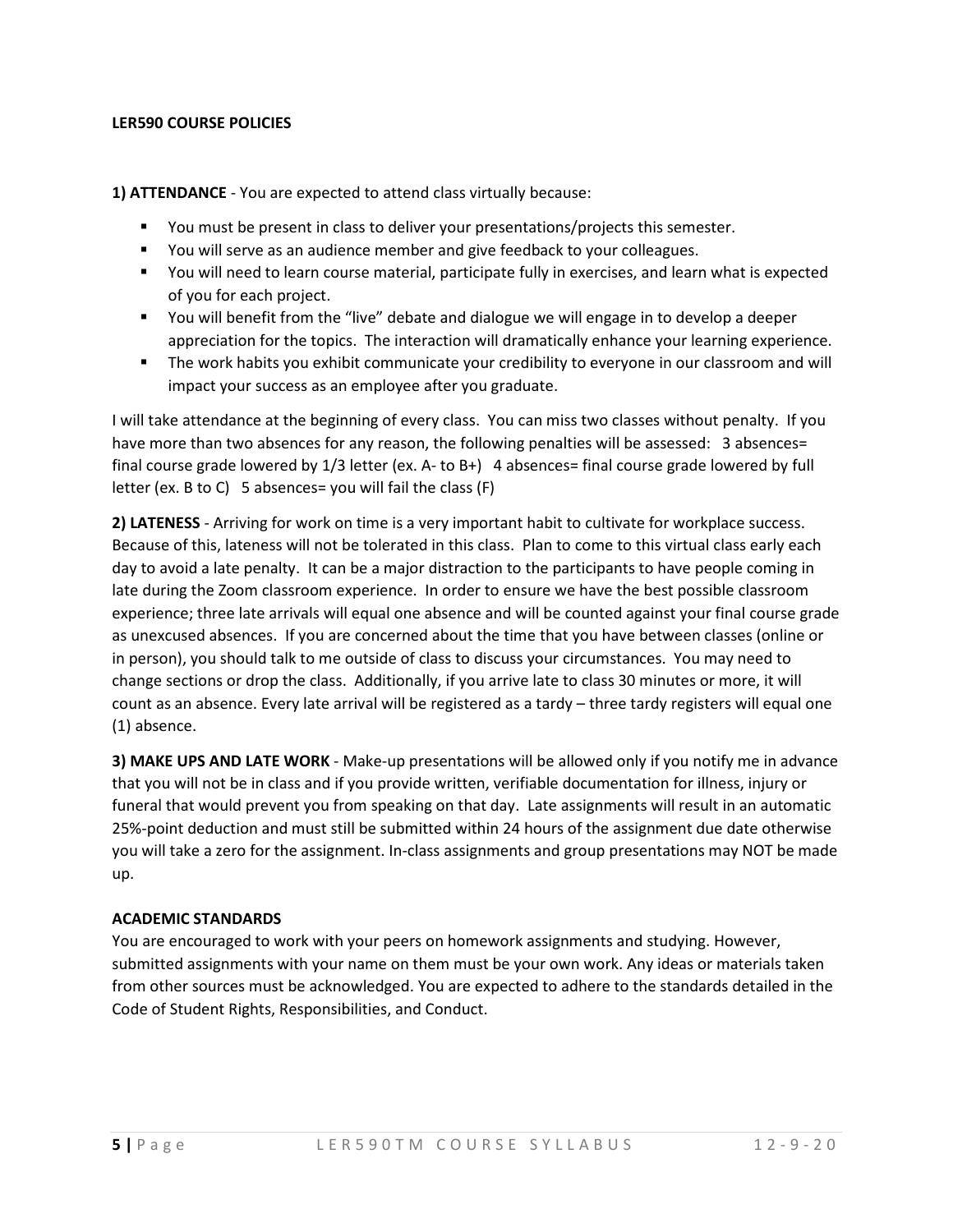**LER590 COURSE POLICIES**

**1) ATTENDANCE** - You are expected to attend class virtually because:

- You must be present in class to deliver your presentations/projects this semester.
- You will serve as an audience member and give feedback to your colleagues.
- You will need to learn course material, participate fully in exercises, and learn what is expected of you for each project.
- You will benefit from the "live" debate and dialogue we will engage in to develop a deeper appreciation for the topics. The interaction will dramatically enhance your learning experience.
- The work habits you exhibit communicate your credibility to everyone in our classroom and will impact your success as an employee after you graduate.

I will take attendance at the beginning of every class. You can miss two classes without penalty. If you have more than two absences for any reason, the following penalties will be assessed: 3 absences= final course grade lowered by 1/3 letter (ex. A- to B+) 4 absences= final course grade lowered by full letter (ex. B to C) 5 absences= you will fail the class (F)

**2) LATENESS** - Arriving for work on time is a very important habit to cultivate for workplace success. Because of this, lateness will not be tolerated in this class. Plan to come to this virtual class early each day to avoid a late penalty. It can be a major distraction to the participants to have people coming in late during the Zoom classroom experience. In order to ensure we have the best possible classroom experience; three late arrivals will equal one absence and will be counted against your final course grade as unexcused absences. If you are concerned about the time that you have between classes (online or in person), you should talk to me outside of class to discuss your circumstances. You may need to change sections or drop the class. Additionally, if you arrive late to class 30 minutes or more, it will count as an absence. Every late arrival will be registered as a tardy – three tardy registers will equal one (1) absence.

**3) MAKE UPS AND LATE WORK** - Make-up presentations will be allowed only if you notify me in advance that you will not be in class and if you provide written, verifiable documentation for illness, injury or funeral that would prevent you from speaking on that day. Late assignments will result in an automatic 25%-point deduction and must still be submitted within 24 hours of the assignment due date otherwise you will take a zero for the assignment. In-class assignments and group presentations may NOT be made up.

**ACADEMIC STANDARDS**

You are encouraged to work with your peers on homework assignments and studying. However, submitted assignments with your name on them must be your own work. Any ideas or materials taken from other sources must be acknowledged. You are expected to adhere to the standards detailed in the Code of Student Rights, Responsibilities, and Conduct.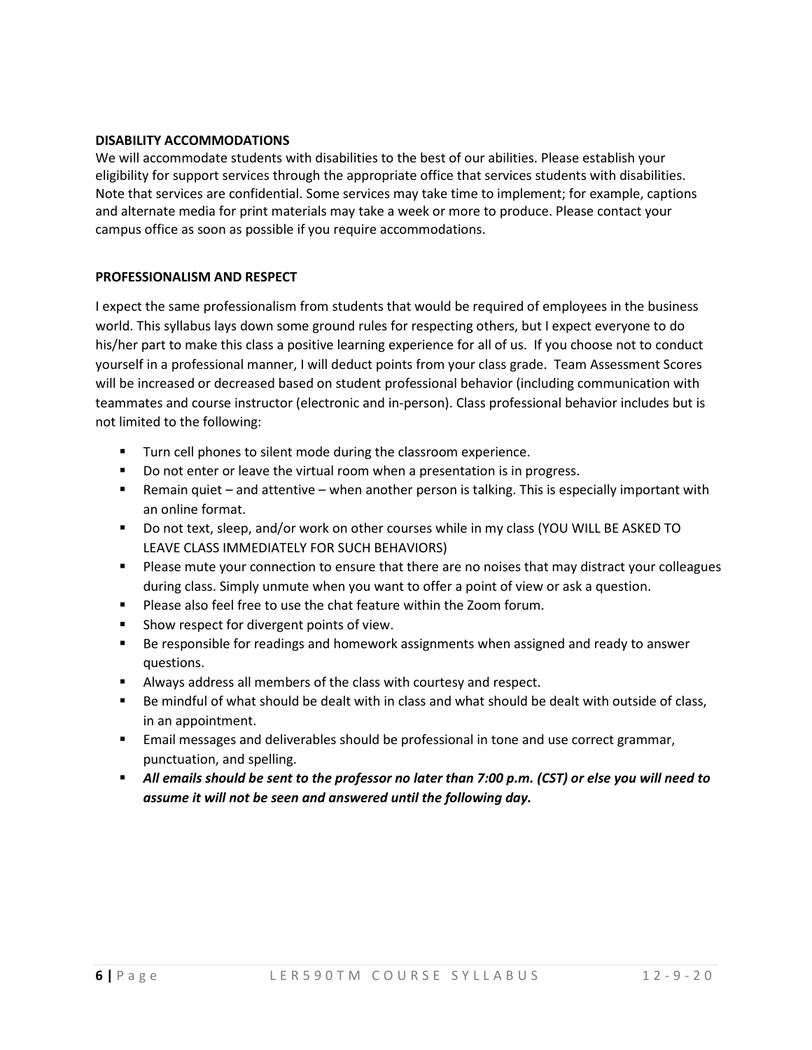**DISABILITY ACCOMMODATIONS**

We will accommodate students with disabilities to the best of our abilities. Please establish your eligibility for support services through the appropriate office that services students with disabilities. Note that services are confidential. Some services may take time to implement; for example, captions and alternate media for print materials may take a week or more to produce. Please contact your campus office as soon as possible if you require accommodations.

**PROFESSIONALISM AND RESPECT**

I expect the same professionalism from students that would be required of employees in the business world. This syllabus lays down some ground rules for respecting others, but I expect everyone to do his/her part to make this class a positive learning experience for all of us. If you choose not to conduct yourself in a professional manner, I will deduct points from your class grade. Team Assessment Scores will be increased or decreased based on student professional behavior (including communication with teammates and course instructor (electronic and in-person). Class professional behavior includes but is not limited to the following:

- Turn cell phones to silent mode during the classroom experience.
- Do not enter or leave the virtual room when a presentation is in progress.
- Remain quiet – and attentive – when another person is talking. This is especially important with an online format.
- Do not text, sleep, and/or work on other courses while in my class (YOU WILL BE ASKED TO LEAVE CLASS IMMEDIATELY FOR SUCH BEHAVIORS)
- Please mute your connection to ensure that there are no noises that may distract your colleagues during class. Simply unmute when you want to offer a point of view or ask a question.
- Please also feel free to use the chat feature within the Zoom forum.
- Show respect for divergent points of view.
- Be responsible for readings and homework assignments when assigned and ready to answer questions.
- Always address all members of the class with courtesy and respect.
- Be mindful of what should be dealt with in class and what should be dealt with outside of class, in an appointment.
- Email messages and deliverables should be professional in tone and use correct grammar, punctuation, and spelling.
- ***All emails should be sent to the professor no later than 7:00 p.m. (CST) or else you will need to assume it will not be seen and answered until the following day.***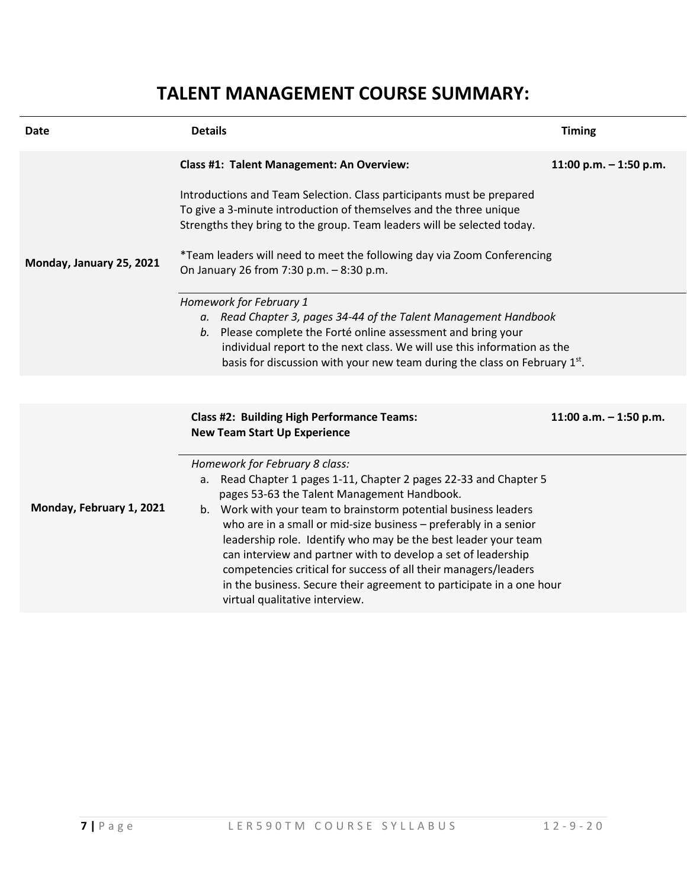# TALENT MANAGEMENT COURSE SUMMARY:

| Date | Details | Timing |
| --- | --- | --- |
| **Monday, January 25, 2021** | **Class #1: Talent Management: An Overview:**<br><br>Introductions and Team Selection. Class participants must be prepared To give a 3-minute introduction of themselves and the three unique Strengths they bring to the group. Team leaders will be selected today.<br><br>*Team leaders will need to meet the following day via Zoom Conferencing On January 26 from 7:30 p.m. – 8:30 p.m.<br><br>*Homework for February 1*<br>a. *Read Chapter 3, pages 34-44 of the Talent Management Handbook*<br>b. Please complete the Forté online assessment and bring your individual report to the next class. We will use this information as the basis for discussion with your new team during the class on February 1st. | **11:00 p.m. – 1:50 p.m.** |
| **Monday, February 1, 2021** | **Class #2: Building High Performance Teams: New Team Start Up Experience**<br><br>*Homework for February 8 class:*<br>a. Read Chapter 1 pages 1-11, Chapter 2 pages 22-33 and Chapter 5 pages 53-63 the Talent Management Handbook.<br>b. Work with your team to brainstorm potential business leaders who are in a small or mid-size business – preferably in a senior leadership role. Identify who may be the best leader your team can interview and partner with to develop a set of leadership competencies critical for success of all their managers/leaders in the business. Secure their agreement to participate in a one hour virtual qualitative interview. | **11:00 a.m. – 1:50 p.m.** |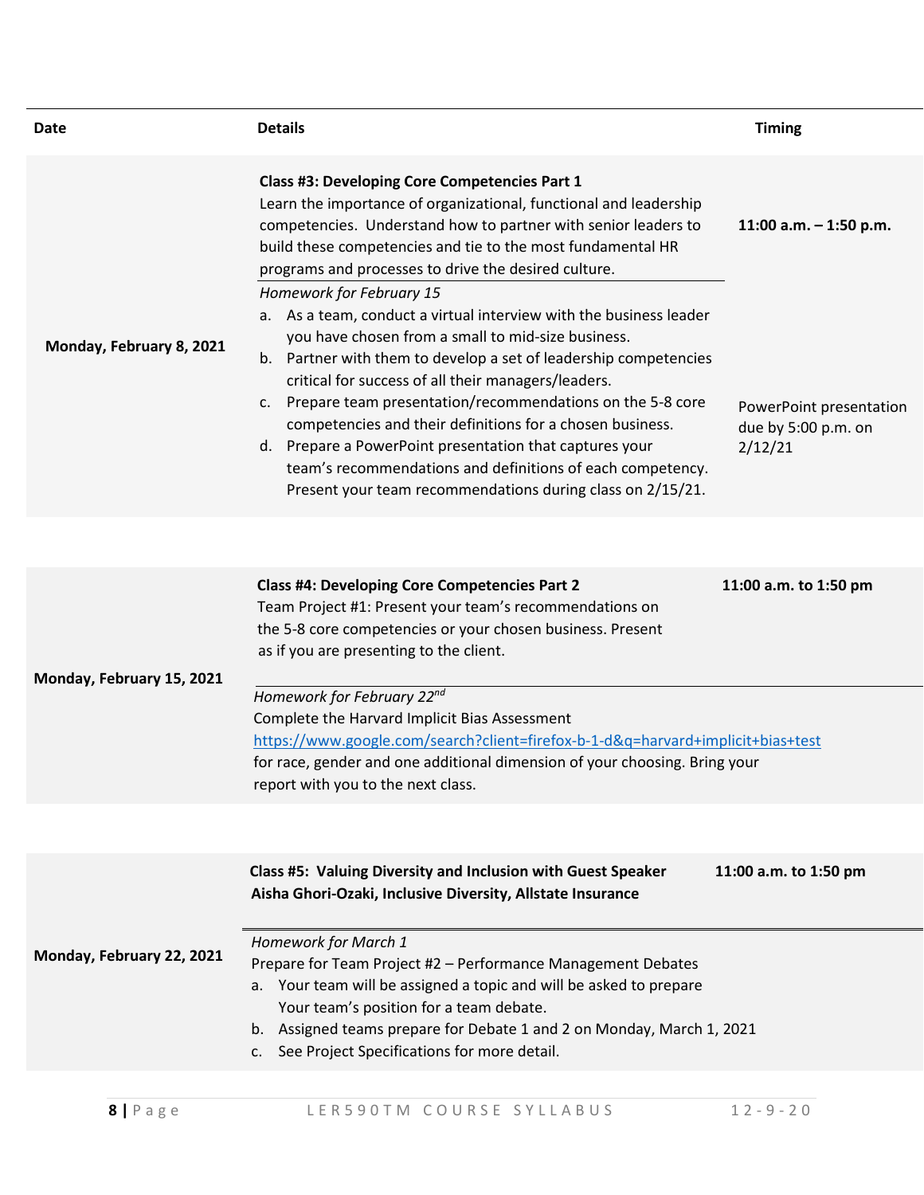| Date | Details | Timing |
|---|---|---|
| **Monday, February 8, 2021** | **Class #3: Developing Core Competencies Part 1**<br>Learn the importance of organizational, functional and leadership competencies. Understand how to partner with senior leaders to build these competencies and tie to the most fundamental HR programs and processes to drive the desired culture. | **11:00 a.m. – 1:50 p.m.** |
| | *Homework for February 15*<br>a. As a team, conduct a virtual interview with the business leader you have chosen from a small to mid-size business.<br>b. Partner with them to develop a set of leadership competencies critical for success of all their managers/leaders.<br>c. Prepare team presentation/recommendations on the 5-8 core competencies and their definitions for a chosen business.<br>d. Prepare a PowerPoint presentation that captures your team's recommendations and definitions of each competency. Present your team recommendations during class on 2/15/21. | PowerPoint presentation due by 5:00 p.m. on 2/12/21 |
| **Monday, February 15, 2021** | **Class #4: Developing Core Competencies Part 2**<br>Team Project #1: Present your team's recommendations on the 5-8 core competencies or your chosen business. Present as if you are presenting to the client. | **11:00 a.m. to 1:50 pm** |
| | *Homework for February 22nd*<br>Complete the Harvard Implicit Bias Assessment<br>https://www.google.com/search?client=firefox-b-1-d&q=harvard+implicit+bias+test<br>for race, gender and one additional dimension of your choosing. Bring your report with you to the next class. | |
| **Monday, February 22, 2021** | **Class #5: Valuing Diversity and Inclusion with Guest Speaker Aisha Ghori-Ozaki, Inclusive Diversity, Allstate Insurance** | **11:00 a.m. to 1:50 pm** |
| | *Homework for March 1*<br>Prepare for Team Project #2 – Performance Management Debates<br>a. Your team will be assigned a topic and will be asked to prepare Your team's position for a team debate.<br>b. Assigned teams prepare for Debate 1 and 2 on Monday, March 1, 2021<br>c. See Project Specifications for more detail. | |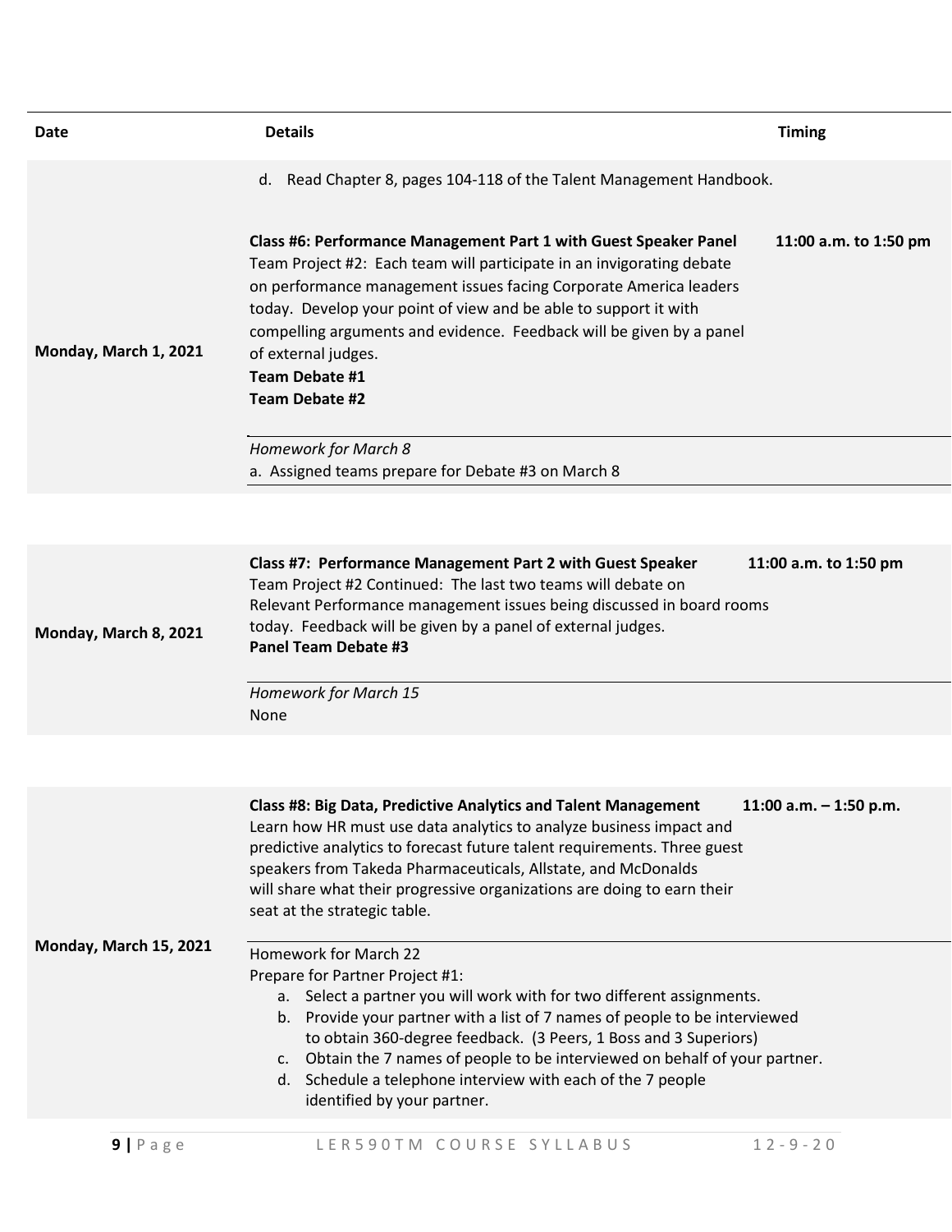| Date | Details | Timing |
|---|---|---|
| | d. Read Chapter 8, pages 104-118 of the Talent Management Handbook. | |
| Monday, March 1, 2021 | **Class #6: Performance Management Part 1 with Guest Speaker Panel**<br>Team Project #2: Each team will participate in an invigorating debate on performance management issues facing Corporate America leaders today. Develop your point of view and be able to support it with compelling arguments and evidence. Feedback will be given by a panel of external judges.<br>**Team Debate #1**<br>**Team Debate #2**<br><br>*Homework for March 8*<br>a. Assigned teams prepare for Debate #3 on March 8 | **11:00 a.m. to 1:50 pm** |
| Monday, March 8, 2021 | **Class #7: Performance Management Part 2 with Guest Speaker**<br>Team Project #2 Continued: The last two teams will debate on Relevant Performance management issues being discussed in board rooms today. Feedback will be given by a panel of external judges.<br>**Panel Team Debate #3**<br><br>*Homework for March 15*<br>None | **11:00 a.m. to 1:50 pm** |
| Monday, March 15, 2021 | **Class #8: Big Data, Predictive Analytics and Talent Management**<br>Learn how HR must use data analytics to analyze business impact and predictive analytics to forecast future talent requirements. Three guest speakers from Takeda Pharmaceuticals, Allstate, and McDonalds will share what their progressive organizations are doing to earn their seat at the strategic table.<br><br>Homework for March 22<br>Prepare for Partner Project #1:<br>a. Select a partner you will work with for two different assignments.<br>b. Provide your partner with a list of 7 names of people to be interviewed to obtain 360-degree feedback. (3 Peers, 1 Boss and 3 Superiors)<br>c. Obtain the 7 names of people to be interviewed on behalf of your partner.<br>d. Schedule a telephone interview with each of the 7 people identified by your partner. | **11:00 a.m. – 1:50 p.m.** |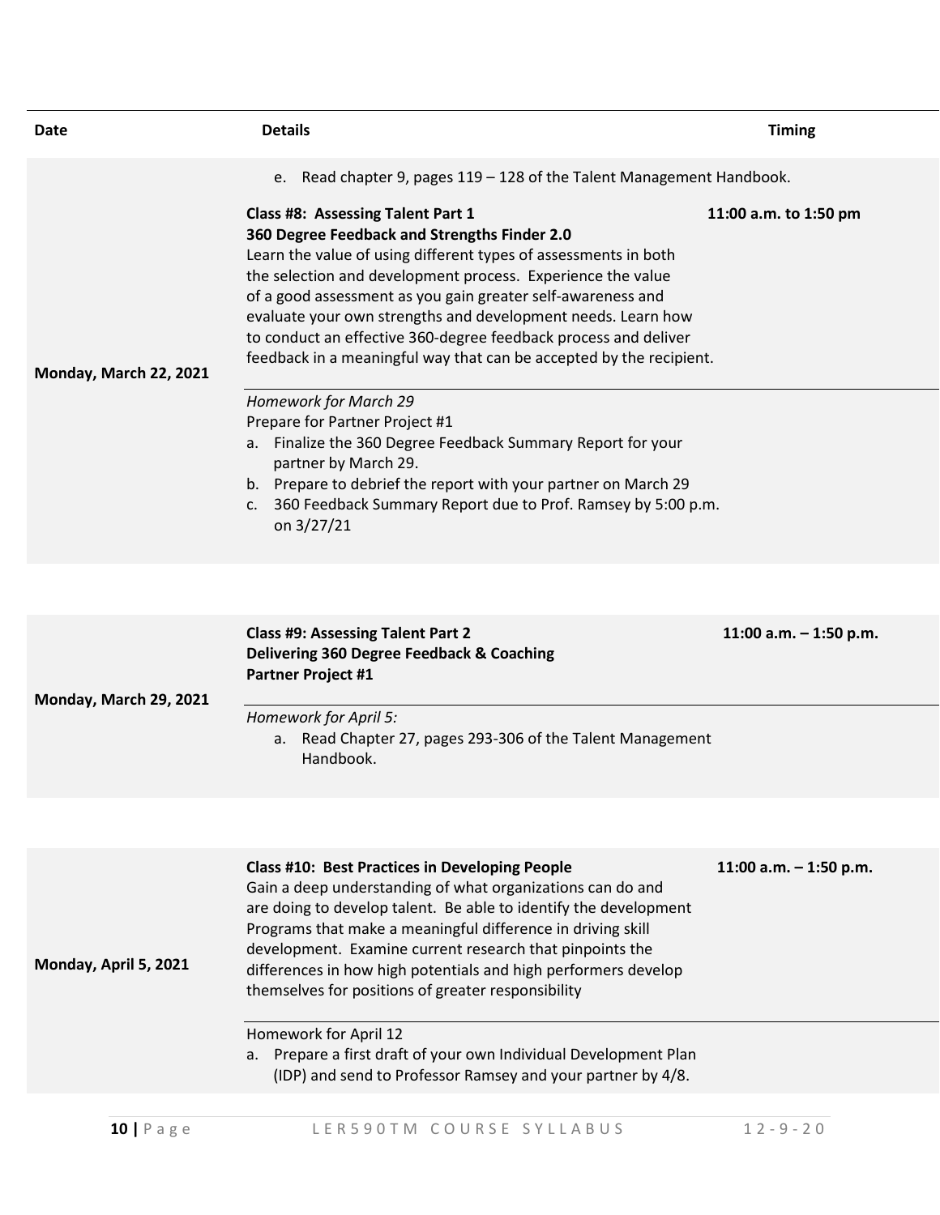| Date | Details | Timing |
|---|---|---|
| Monday, March 22, 2021 | e. Read chapter 9, pages 119 – 128 of the Talent Management Handbook. | |
| | **Class #8: Assessing Talent Part 1**<br>**360 Degree Feedback and Strengths Finder 2.0**<br>Learn the value of using different types of assessments in both the selection and development process. Experience the value of a good assessment as you gain greater self-awareness and evaluate your own strengths and development needs. Learn how to conduct an effective 360-degree feedback process and deliver feedback in a meaningful way that can be accepted by the recipient. | **11:00 a.m. to 1:50 pm** |
| | *Homework for March 29*<br>Prepare for Partner Project #1<br>a. Finalize the 360 Degree Feedback Summary Report for your partner by March 29.<br>b. Prepare to debrief the report with your partner on March 29<br>c. 360 Feedback Summary Report due to Prof. Ramsey by 5:00 p.m. on 3/27/21 | |
| Monday, March 29, 2021 | **Class #9: Assessing Talent Part 2**<br>**Delivering 360 Degree Feedback & Coaching**<br>**Partner Project #1** | **11:00 a.m. – 1:50 p.m.** |
| | *Homework for April 5:*<br>a. Read Chapter 27, pages 293-306 of the Talent Management Handbook. | |
| Monday, April 5, 2021 | **Class #10: Best Practices in Developing People**<br>Gain a deep understanding of what organizations can do and are doing to develop talent. Be able to identify the development Programs that make a meaningful difference in driving skill development. Examine current research that pinpoints the differences in how high potentials and high performers develop themselves for positions of greater responsibility | **11:00 a.m. – 1:50 p.m.** |
| | Homework for April 12<br>a. Prepare a first draft of your own Individual Development Plan (IDP) and send to Professor Ramsey and your partner by 4/8. | |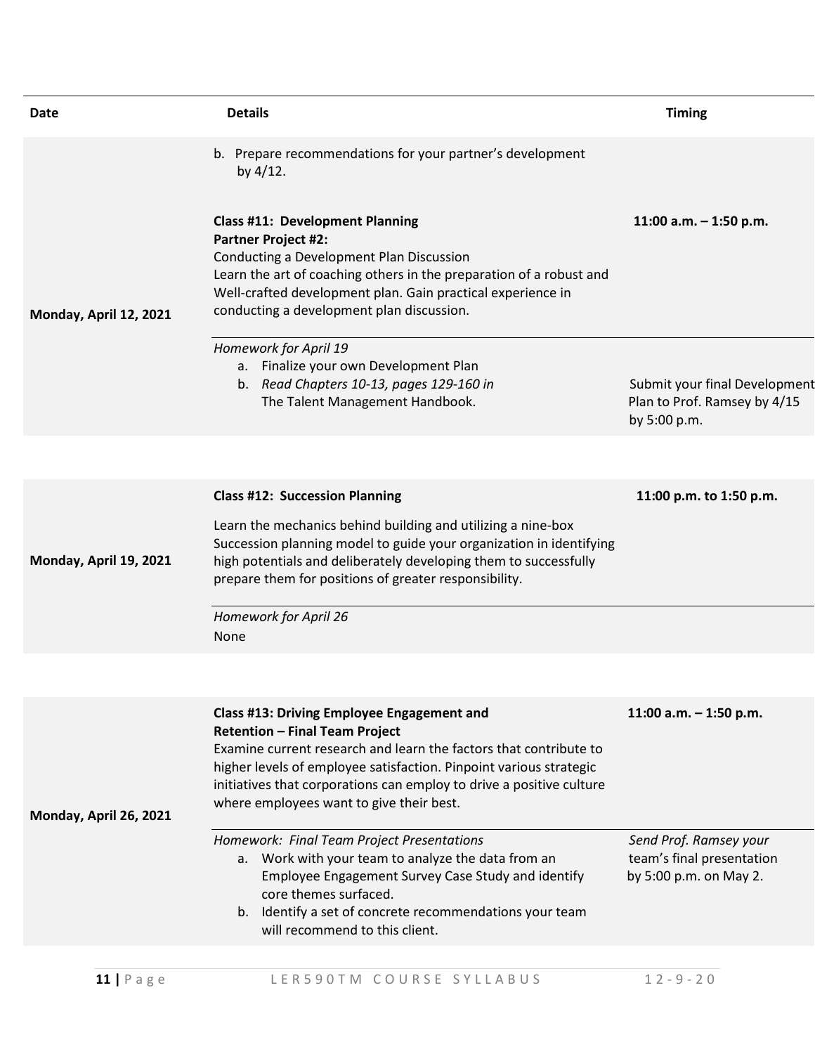| Date | Details | Timing |
| --- | --- | --- |
| | b. Prepare recommendations for your partner's development by 4/12. | |
| Monday, April 12, 2021 | **Class #11: Development Planning**<br>**Partner Project #2:**<br>Conducting a Development Plan Discussion<br>Learn the art of coaching others in the preparation of a robust and Well-crafted development plan. Gain practical experience in conducting a development plan discussion. | **11:00 a.m. – 1:50 p.m.** |
| | *Homework for April 19*<br>a. Finalize your own Development Plan<br>b. *Read Chapters 10-13, pages 129-160 in* The Talent Management Handbook. | Submit your final Development Plan to Prof. Ramsey by 4/15 by 5:00 p.m. |
| Monday, April 19, 2021 | **Class #12: Succession Planning**<br>Learn the mechanics behind building and utilizing a nine-box Succession planning model to guide your organization in identifying high potentials and deliberately developing them to successfully prepare them for positions of greater responsibility. | **11:00 p.m. to 1:50 p.m.** |
| | *Homework for April 26*<br>None | |
| Monday, April 26, 2021 | **Class #13: Driving Employee Engagement and Retention – Final Team Project**<br>Examine current research and learn the factors that contribute to higher levels of employee satisfaction. Pinpoint various strategic initiatives that corporations can employ to drive a positive culture where employees want to give their best. | **11:00 a.m. – 1:50 p.m.** |
| | *Homework: Final Team Project Presentations*<br>a. Work with your team to analyze the data from an Employee Engagement Survey Case Study and identify core themes surfaced.<br>b. Identify a set of concrete recommendations your team will recommend to this client. | *Send Prof. Ramsey your* team's final presentation by 5:00 p.m. on May 2. |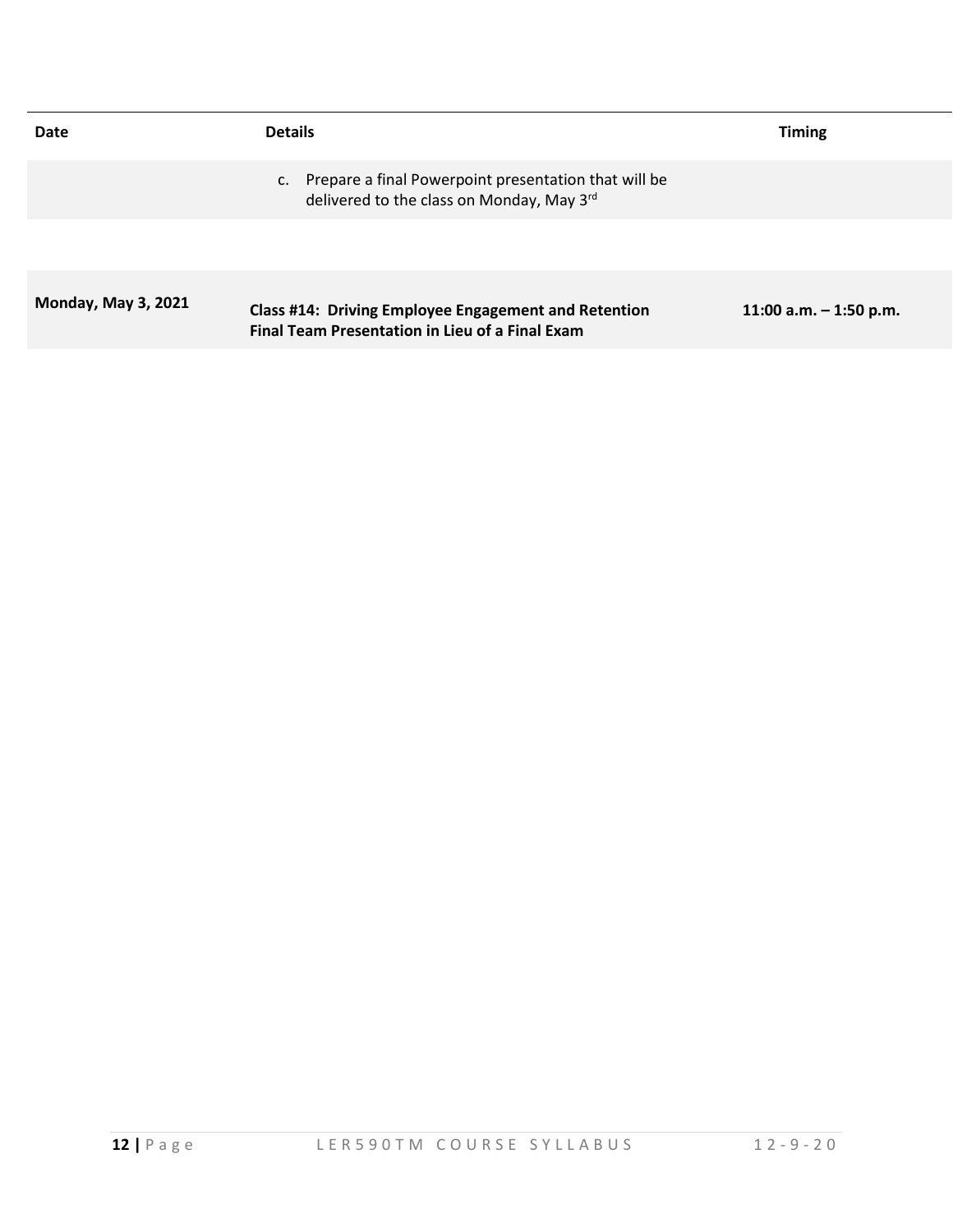| Date | Details | Timing |
| --- | --- | --- |
| | c. Prepare a final Powerpoint presentation that will be delivered to the class on Monday, May 3rd | |
| | | |
| **Monday, May 3, 2021** | **Class #14: Driving Employee Engagement and Retention**<br>**Final Team Presentation in Lieu of a Final Exam** | **11:00 a.m. – 1:50 p.m.** |